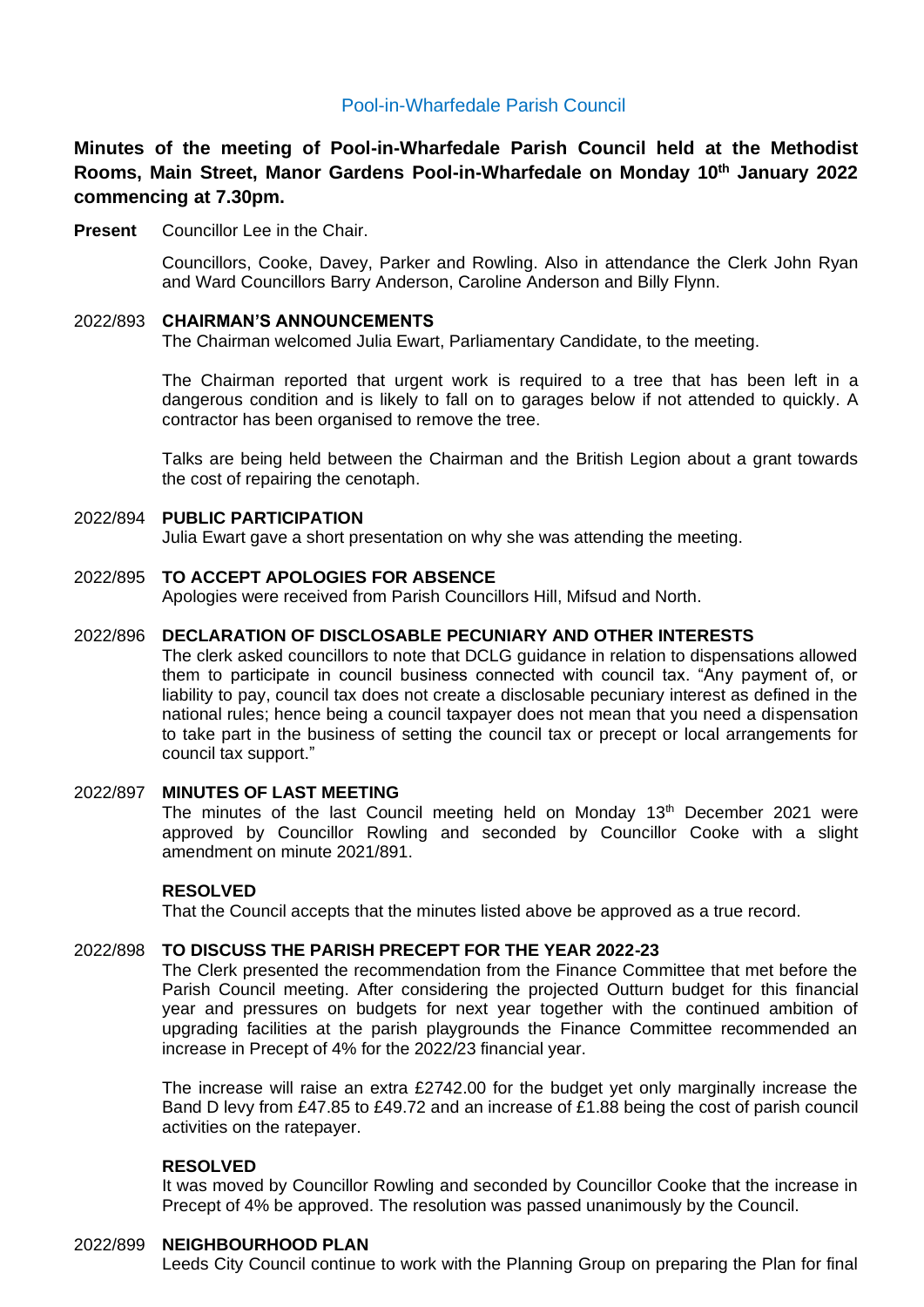Pool-in-Wharfedale Parish Council

**Minutes of the meeting of Pool-in-Wharfedale Parish Council held at the Methodist Rooms, Main Street, Manor Gardens Pool-in-Wharfedale on Monday 10th January 2022 commencing at 7.30pm.**

**Present** Councillor Lee in the Chair.

Councillors, Cooke, Davey, Parker and Rowling. Also in attendance the Clerk John Ryan and Ward Councillors Barry Anderson, Caroline Anderson and Billy Flynn.

2022/893 **CHAIRMAN'S ANNOUNCEMENTS**

The Chairman welcomed Julia Ewart, Parliamentary Candidate, to the meeting.

The Chairman reported that urgent work is required to a tree that has been left in a dangerous condition and is likely to fall on to garages below if not attended to quickly. A contractor has been organised to remove the tree.

Talks are being held between the Chairman and the British Legion about a grant towards the cost of repairing the cenotaph.

2022/894 **PUBLIC PARTICIPATION**

Julia Ewart gave a short presentation on why she was attending the meeting.

2022/895 **TO ACCEPT APOLOGIES FOR ABSENCE**

Apologies were received from Parish Councillors Hill, Mifsud and North.

2022/896 **DECLARATION OF DISCLOSABLE PECUNIARY AND OTHER INTERESTS**

The clerk asked councillors to note that DCLG guidance in relation to dispensations allowed them to participate in council business connected with council tax. "Any payment of, or liability to pay, council tax does not create a disclosable pecuniary interest as defined in the national rules; hence being a council taxpayer does not mean that you need a dispensation to take part in the business of setting the council tax or precept or local arrangements for council tax support."

2022/897 **MINUTES OF LAST MEETING**

The minutes of the last Council meeting held on Monday 13th December 2021 were approved by Councillor Rowling and seconded by Councillor Cooke with a slight amendment on minute 2021/891.

**RESOLVED**

That the Council accepts that the minutes listed above be approved as a true record.

2022/898 **TO DISCUSS THE PARISH PRECEPT FOR THE YEAR 2022-23**

The Clerk presented the recommendation from the Finance Committee that met before the Parish Council meeting. After considering the projected Outturn budget for this financial year and pressures on budgets for next year together with the continued ambition of upgrading facilities at the parish playgrounds the Finance Committee recommended an increase in Precept of 4% for the 2022/23 financial year.

The increase will raise an extra £2742.00 for the budget yet only marginally increase the Band D levy from £47.85 to £49.72 and an increase of £1.88 being the cost of parish council activities on the ratepayer.

**RESOLVED**

It was moved by Councillor Rowling and seconded by Councillor Cooke that the increase in Precept of 4% be approved. The resolution was passed unanimously by the Council.

2022/899 **NEIGHBOURHOOD PLAN**

Leeds City Council continue to work with the Planning Group on preparing the Plan for final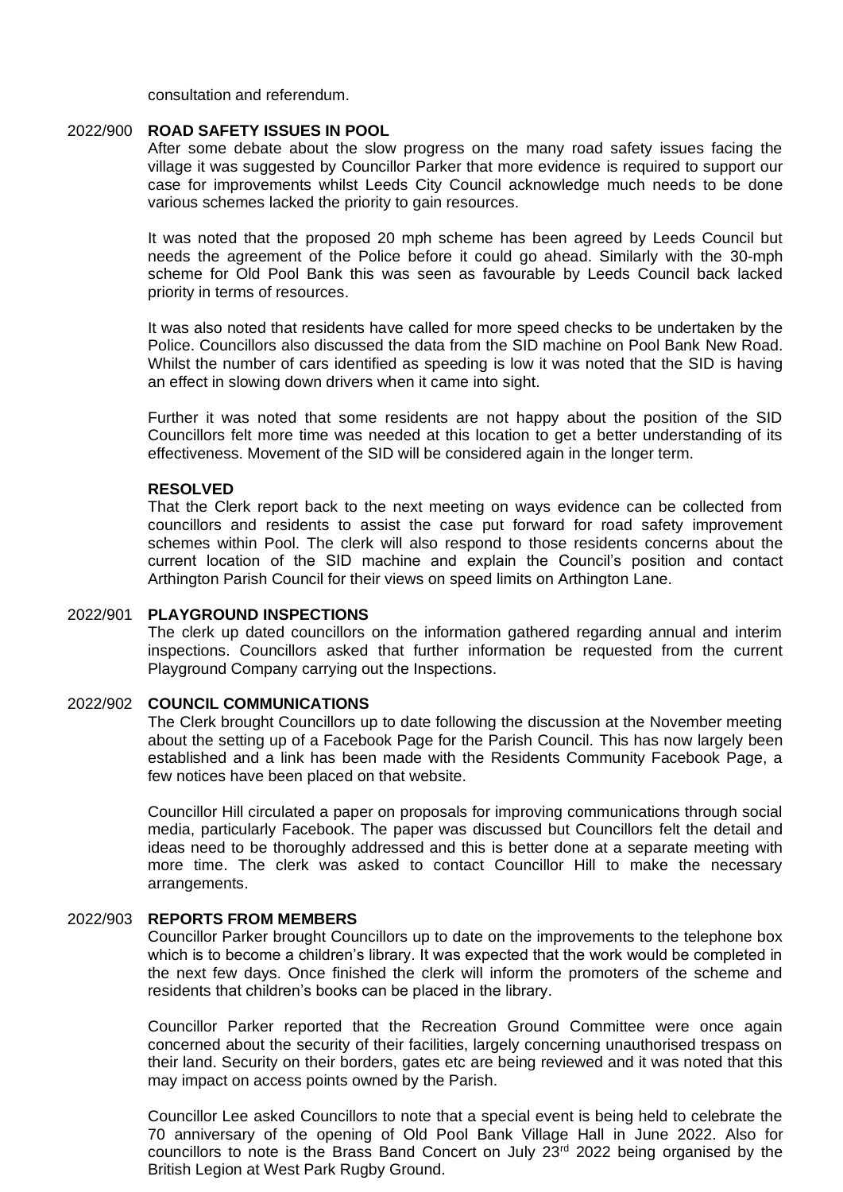consultation and referendum.

### 2022/900 ROAD SAFETY ISSUES IN POOL

After some debate about the slow progress on the many road safety issues facing the village it was suggested by Councillor Parker that more evidence is required to support our case for improvements whilst Leeds City Council acknowledge much needs to be done various schemes lacked the priority to gain resources.

It was noted that the proposed 20 mph scheme has been agreed by Leeds Council but needs the agreement of the Police before it could go ahead. Similarly with the 30-mph scheme for Old Pool Bank this was seen as favourable by Leeds Council back lacked priority in terms of resources.

It was also noted that residents have called for more speed checks to be undertaken by the Police. Councillors also discussed the data from the SID machine on Pool Bank New Road. Whilst the number of cars identified as speeding is low it was noted that the SID is having an effect in slowing down drivers when it came into sight.

Further it was noted that some residents are not happy about the position of the SID Councillors felt more time was needed at this location to get a better understanding of its effectiveness. Movement of the SID will be considered again in the longer term.

**RESOLVED**

That the Clerk report back to the next meeting on ways evidence can be collected from councillors and residents to assist the case put forward for road safety improvement schemes within Pool. The clerk will also respond to those residents concerns about the current location of the SID machine and explain the Council's position and contact Arthington Parish Council for their views on speed limits on Arthington Lane.

### 2022/901 PLAYGROUND INSPECTIONS

The clerk up dated councillors on the information gathered regarding annual and interim inspections. Councillors asked that further information be requested from the current Playground Company carrying out the Inspections.

### 2022/902 COUNCIL COMMUNICATIONS

The Clerk brought Councillors up to date following the discussion at the November meeting about the setting up of a Facebook Page for the Parish Council. This has now largely been established and a link has been made with the Residents Community Facebook Page, a few notices have been placed on that website.

Councillor Hill circulated a paper on proposals for improving communications through social media, particularly Facebook. The paper was discussed but Councillors felt the detail and ideas need to be thoroughly addressed and this is better done at a separate meeting with more time. The clerk was asked to contact Councillor Hill to make the necessary arrangements.

### 2022/903 REPORTS FROM MEMBERS

Councillor Parker brought Councillors up to date on the improvements to the telephone box which is to become a children's library. It was expected that the work would be completed in the next few days. Once finished the clerk will inform the promoters of the scheme and residents that children's books can be placed in the library.

Councillor Parker reported that the Recreation Ground Committee were once again concerned about the security of their facilities, largely concerning unauthorised trespass on their land. Security on their borders, gates etc are being reviewed and it was noted that this may impact on access points owned by the Parish.

Councillor Lee asked Councillors to note that a special event is being held to celebrate the 70 anniversary of the opening of Old Pool Bank Village Hall in June 2022. Also for councillors to note is the Brass Band Concert on July 23rd 2022 being organised by the British Legion at West Park Rugby Ground.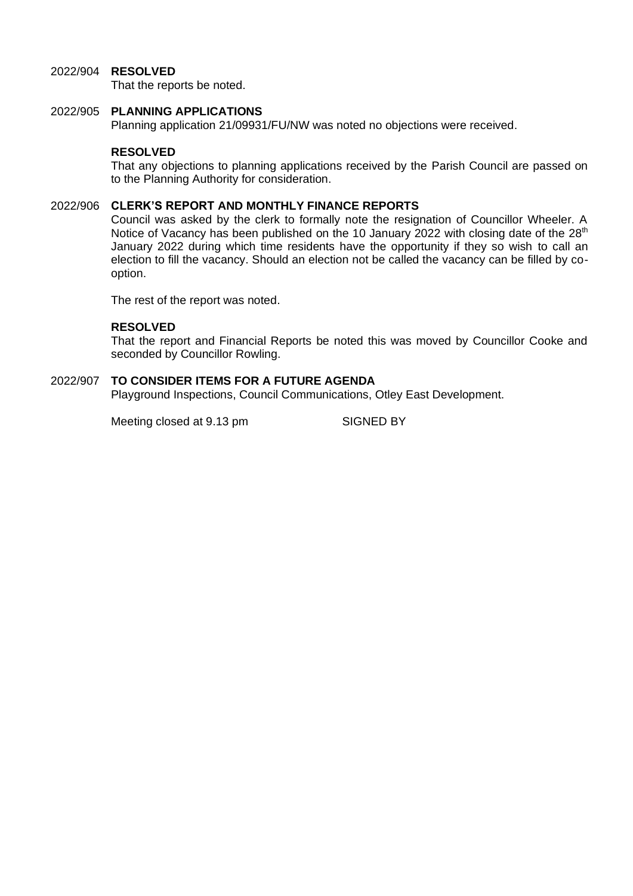2022/904 **RESOLVED**

That the reports be noted.

2022/905 **PLANNING APPLICATIONS**

Planning application 21/09931/FU/NW was noted no objections were received.

**RESOLVED**

That any objections to planning applications received by the Parish Council are passed on to the Planning Authority for consideration.

2022/906 **CLERK'S REPORT AND MONTHLY FINANCE REPORTS**

Council was asked by the clerk to formally note the resignation of Councillor Wheeler. A Notice of Vacancy has been published on the 10 January 2022 with closing date of the 28th January 2022 during which time residents have the opportunity if they so wish to call an election to fill the vacancy. Should an election not be called the vacancy can be filled by co-option.

The rest of the report was noted.

**RESOLVED**

That the report and Financial Reports be noted this was moved by Councillor Cooke and seconded by Councillor Rowling.

2022/907 **TO CONSIDER ITEMS FOR A FUTURE AGENDA**

Playground Inspections, Council Communications, Otley East Development.

Meeting closed at 9.13 pm SIGNED BY